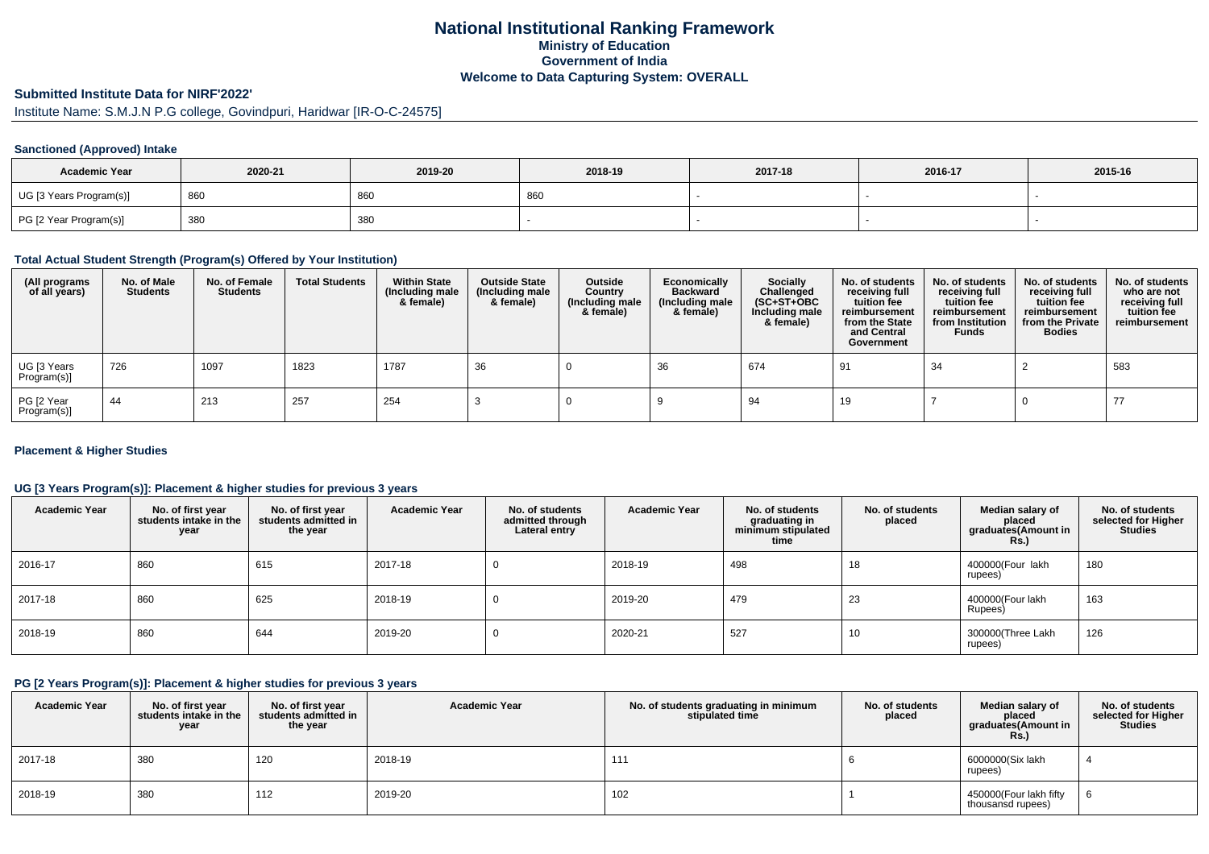# National Institutional Ranking Framework

## Ministry of Education

## Government of India

## Welcome to Data Capturing System: OVERALL

### Submitted Institute Data for NIRF'2022'

Institute Name: S.M.J.N P.G college, Govindpuri, Haridwar [IR-O-C-24575]

#### Sanctioned (Approved) Intake

| Academic Year | 2020-21 | 2019-20 | 2018-19 | 2017-18 | 2016-17 | 2015-16 |
|---|---|---|---|---|---|---|
| UG [3 Years Program(s)] | 860 | 860 | 860 | - | - | - |
| PG [2 Year Program(s)] | 380 | 380 | - | - | - | - |

#### Total Actual Student Strength (Program(s) Offered by Your Institution)

| (All programs of all years) | No. of Male Students | No. of Female Students | Total Students | Within State (Including male & female) | Outside State (Including male & female) | Outside Country (Including male & female) | Economically Backward (Including male & female) | Socially Challenged (SC+ST+OBC Including male & female) | No. of students receiving full tuition fee reimbursement from the State and Central Government | No. of students receiving full tuition fee reimbursement from Institution Funds | No. of students receiving full tuition fee reimbursement from the Private Bodies | No. of students who are not receiving full tuition fee reimbursement |
|---|---|---|---|---|---|---|---|---|---|---|---|---|
| UG [3 Years Program(s)] | 726 | 1097 | 1823 | 1787 | 36 | 0 | 36 | 674 | 91 | 34 | 2 | 583 |
| PG [2 Year Program(s)] | 44 | 213 | 257 | 254 | 3 | 0 | 9 | 94 | 19 | 7 | 0 | 77 |

#### Placement & Higher Studies

#### UG [3 Years Program(s)]: Placement & higher studies for previous 3 years

| Academic Year | No. of first year students intake in the year | No. of first year students admitted in the year | Academic Year | No. of students admitted through Lateral entry | Academic Year | No. of students graduating in minimum stipulated time | No. of students placed | Median salary of placed graduates(Amount in Rs.) | No. of students selected for Higher Studies |
|---|---|---|---|---|---|---|---|---|---|
| 2016-17 | 860 | 615 | 2017-18 | 0 | 2018-19 | 498 | 18 | 400000(Four lakh rupees) | 180 |
| 2017-18 | 860 | 625 | 2018-19 | 0 | 2019-20 | 479 | 23 | 400000(Four lakh Rupees) | 163 |
| 2018-19 | 860 | 644 | 2019-20 | 0 | 2020-21 | 527 | 10 | 300000(Three Lakh rupees) | 126 |

#### PG [2 Years Program(s)]: Placement & higher studies for previous 3 years

| Academic Year | No. of first year students intake in the year | No. of first year students admitted in the year | Academic Year | No. of students graduating in minimum stipulated time | No. of students placed | Median salary of placed graduates(Amount in Rs.) | No. of students selected for Higher Studies |
|---|---|---|---|---|---|---|---|
| 2017-18 | 380 | 120 | 2018-19 | 111 | 6 | 6000000(Six lakh rupees) | 4 |
| 2018-19 | 380 | 112 | 2019-20 | 102 | 1 | 450000(Four lakh fifty thousansd rupees) | 6 |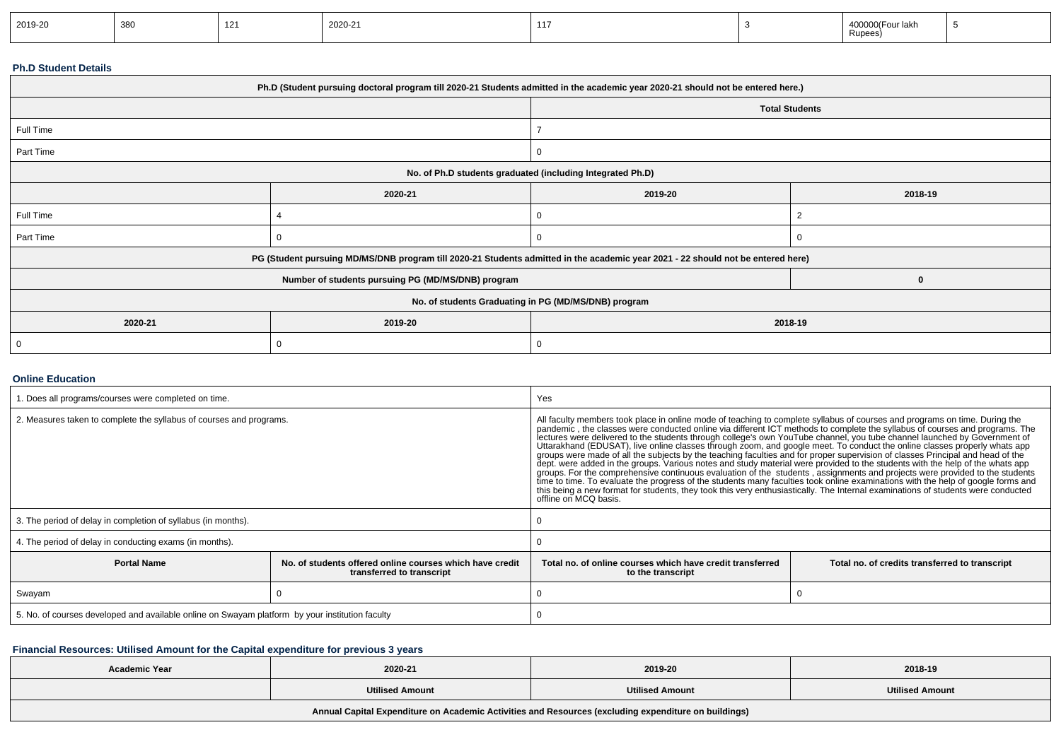| 2019-20 | 380 | 121 | 2020-21 | 117 | 3 | 400000(Four lakh Rupees) | 5 |
|---|---|---|---|---|---|---|---|

### Ph.D Student Details

| Ph.D (Student pursuing doctoral program till 2020-21 Students admitted in the academic year 2020-21 should not be entered here.) | | | |
|---|---|---|---|
| | | Total Students | |
| Full Time | | 7 | |
| Part Time | | 0 | |
| No. of Ph.D students graduated (including Integrated Ph.D) | | | |
| | 2020-21 | 2019-20 | 2018-19 |
| Full Time | 4 | 0 | 2 |
| Part Time | 0 | 0 | 0 |
| PG (Student pursuing MD/MS/DNB program till 2020-21 Students admitted in the academic year 2021 - 22 should not be entered here) | | | |
| Number of students pursuing PG (MD/MS/DNB) program | | | 0 |
| No. of students Graduating in PG (MD/MS/DNB) program | | | |
| 2020-21 | 2019-20 | 2018-19 | |
| 0 | 0 | 0 | |

### Online Education

| 1. Does all programs/courses were completed on time. | | Yes | |
|---|---|---|---|
| 2. Measures taken to complete the syllabus of courses and programs. | | All faculty members took place in online mode of teaching to complete syllabus of courses and programs on time. During the pandemic , the classes were conducted online via different ICT methods to complete the syllabus of courses and programs. The lectures were delivered to the students through college's own YouTube channel, you tube channel launched by Government of Uttarakhand (EDUSAT), live online classes through zoom, and google meet. To conduct the online classes properly whats app groups were made of all the subjects by the teaching faculties and for proper supervision of classes Principal and head of the dept. were added in the groups. Various notes and study material were provided to the students with the help of the whats app groups. For the comprehensive continuous evaluation of the students , assignments and projects were provided to the students time to time. To evaluate the progress of the students many faculties took online examinations with the help of google forms and this being a new format for students, they took this very enthusiastically. The Internal examinations of students were conducted offline on MCQ basis. | |
| 3. The period of delay in completion of syllabus (in months). | | 0 | |
| 4. The period of delay in conducting exams (in months). | | 0 | |
| **Portal Name** | **No. of students offered online courses which have credit transferred to transcript** | **Total no. of online courses which have credit transferred to the transcript** | **Total no. of credits transferred to transcript** |
| Swayam | 0 | 0 | 0 |
| 5. No. of courses developed and available online on Swayam platform by your institution faculty | | 0 | |

### Financial Resources: Utilised Amount for the Capital expenditure for previous 3 years

| Academic Year | 2020-21 | 2019-20 | 2018-19 |
|---|---|---|---|
| | Utilised Amount | Utilised Amount | Utilised Amount |
| Annual Capital Expenditure on Academic Activities and Resources (excluding expenditure on buildings) | | | |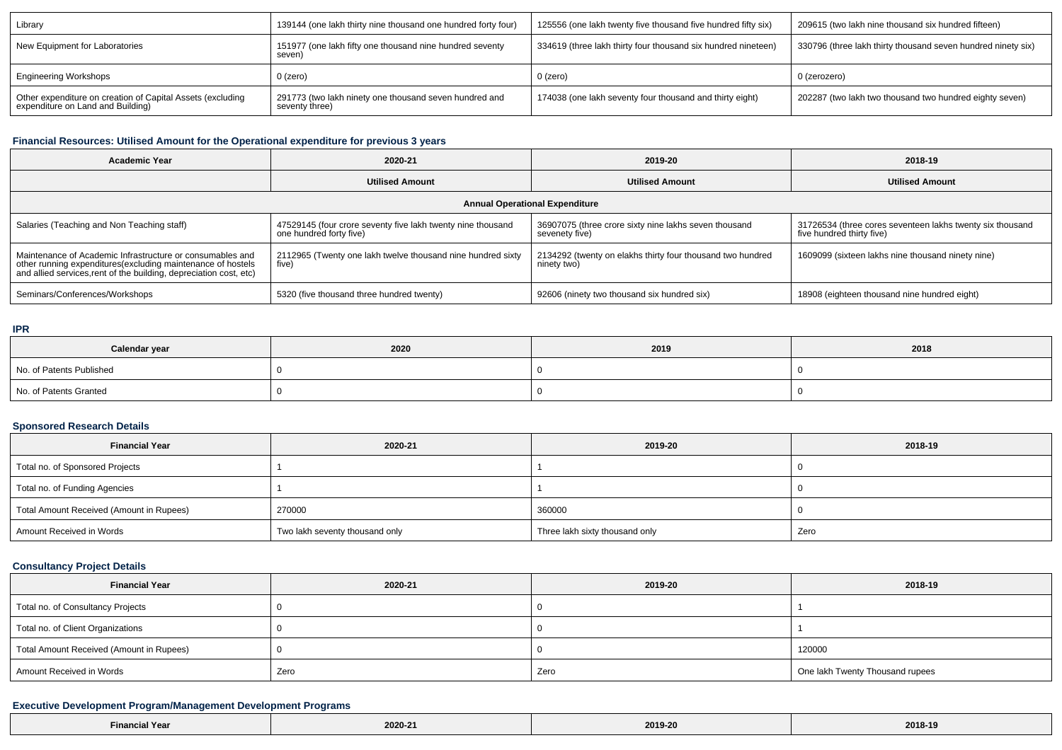| Library | 139144 (one lakh thirty nine thousand one hundred forty four) | 125556 (one lakh twenty five thousand five hundred fifty six) | 209615 (two lakh nine thousand six hundred fifteen) |
|---|---|---|---|
| New Equipment for Laboratories | 151977 (one lakh fifty one thousand nine hundred seventy seven) | 334619 (three lakh thirty four thousand six hundred nineteen) | 330796 (three lakh thirty thousand seven hundred ninety six) |
| Engineering Workshops | 0 (zero) | 0 (zero) | 0 (zerozero) |
| Other expenditure on creation of Capital Assets (excluding expenditure on Land and Building) | 291773 (two lakh ninety one thousand seven hundred and seventy three) | 174038 (one lakh seventy four thousand and thirty eight) | 202287 (two lakh two thousand two hundred eighty seven) |

### Financial Resources: Utilised Amount for the Operational expenditure for previous 3 years

| Academic Year | 2020-21 | 2019-20 | 2018-19 |
|---|---|---|---|
| | Utilised Amount | Utilised Amount | Utilised Amount |
| Annual Operational Expenditure | | | |
| Salaries (Teaching and Non Teaching staff) | 47529145 (four crore seventy five lakh twenty nine thousand one hundred forty five) | 36907075 (three crore sixty nine lakhs seven thousand sevenety five) | 31726534 (three cores seventeen lakhs twenty six thousand five hundred thirty five) |
| Maintenance of Academic Infrastructure or consumables and other running expenditures(excluding maintenance of hostels and allied services,rent of the building, depreciation cost, etc) | 2112965 (Twenty one lakh twelve thousand nine hundred sixty five) | 2134292 (twenty on elakhs thirty four thousand two hundred ninety two) | 1609099 (sixteen lakhs nine thousand ninety nine) |
| Seminars/Conferences/Workshops | 5320 (five thousand three hundred twenty) | 92606 (ninety two thousand six hundred six) | 18908 (eighteen thousand nine hundred eight) |

### IPR

| Calendar year | 2020 | 2019 | 2018 |
|---|---|---|---|
| No. of Patents Published | 0 | 0 | 0 |
| No. of Patents Granted | 0 | 0 | 0 |

### Sponsored Research Details

| Financial Year | 2020-21 | 2019-20 | 2018-19 |
|---|---|---|---|
| Total no. of Sponsored Projects | 1 | 1 | 0 |
| Total no. of Funding Agencies | 1 | 1 | 0 |
| Total Amount Received (Amount in Rupees) | 270000 | 360000 | 0 |
| Amount Received in Words | Two lakh seventy thousand only | Three lakh sixty thousand only | Zero |

### Consultancy Project Details

| Financial Year | 2020-21 | 2019-20 | 2018-19 |
|---|---|---|---|
| Total no. of Consultancy Projects | 0 | 0 | 1 |
| Total no. of Client Organizations | 0 | 0 | 1 |
| Total Amount Received (Amount in Rupees) | 0 | 0 | 120000 |
| Amount Received in Words | Zero | Zero | One lakh Twenty Thousand rupees |

### Executive Development Program/Management Development Programs

| Financial Year | 2020-21 | 2019-20 | 2018-19 |
|---|---|---|---|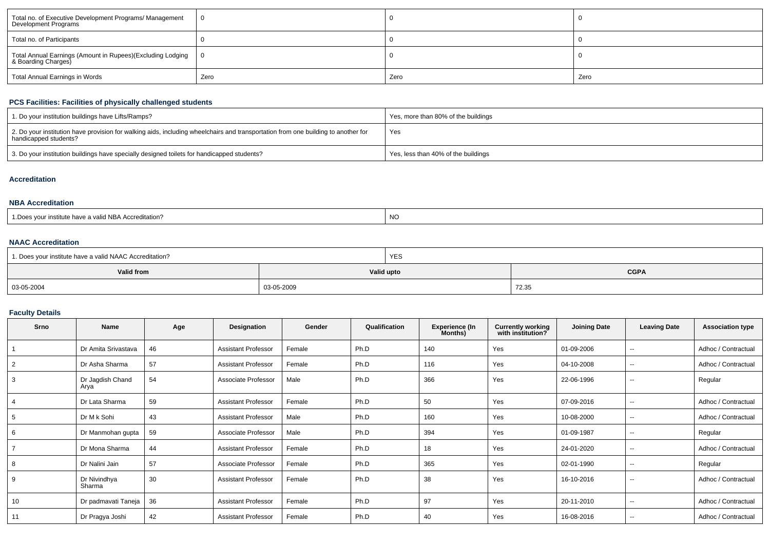| Total no. of Executive Development Programs/ Management Development Programs | 0 | 0 | 0 |
|---|---|---|---|
| Total no. of Participants | 0 | 0 | 0 |
| Total Annual Earnings (Amount in Rupees)(Excluding Lodging & Boarding Charges) | 0 | 0 | 0 |
| Total Annual Earnings in Words | Zero | Zero | Zero |

### PCS Facilities: Facilities of physically challenged students

| 1. Do your institution buildings have Lifts/Ramps? | Yes, more than 80% of the buildings |
|---|---|
| 2. Do your institution have provision for walking aids, including wheelchairs and transportation from one building to another for handicapped students? | Yes |
| 3. Do your institution buildings have specially designed toilets for handicapped students? | Yes, less than 40% of the buildings |

### Accreditation

### NBA Accreditation

| 1.Does your institute have a valid NBA Accreditation? | NO |
|---|---|

### NAAC Accreditation

| 1. Does your institute have a valid NAAC Accreditation? | YES | |
|---|---|---|
| **Valid from** | **Valid upto** | **CGPA** |
| 03-05-2004 | 03-05-2009 | 72.35 |

### Faculty Details

| Srno | Name | Age | Designation | Gender | Qualification | Experience (In Months) | Currently working with institution? | Joining Date | Leaving Date | Association type |
|---|---|---|---|---|---|---|---|---|---|---|
| 1 | Dr Amita Srivastava | 46 | Assistant Professor | Female | Ph.D | 140 | Yes | 01-09-2006 | -- | Adhoc / Contractual |
| 2 | Dr Asha Sharma | 57 | Assistant Professor | Female | Ph.D | 116 | Yes | 04-10-2008 | -- | Adhoc / Contractual |
| 3 | Dr Jagdish Chand Arya | 54 | Associate Professor | Male | Ph.D | 366 | Yes | 22-06-1996 | -- | Regular |
| 4 | Dr Lata Sharma | 59 | Assistant Professor | Female | Ph.D | 50 | Yes | 07-09-2016 | -- | Adhoc / Contractual |
| 5 | Dr M k Sohi | 43 | Assistant Professor | Male | Ph.D | 160 | Yes | 10-08-2000 | -- | Adhoc / Contractual |
| 6 | Dr Manmohan gupta | 59 | Associate Professor | Male | Ph.D | 394 | Yes | 01-09-1987 | -- | Regular |
| 7 | Dr Mona Sharma | 44 | Assistant Professor | Female | Ph.D | 18 | Yes | 24-01-2020 | -- | Adhoc / Contractual |
| 8 | Dr Nalini Jain | 57 | Associate Professor | Female | Ph.D | 365 | Yes | 02-01-1990 | -- | Regular |
| 9 | Dr Nivindhya Sharma | 30 | Assistant Professor | Female | Ph.D | 38 | Yes | 16-10-2016 | -- | Adhoc / Contractual |
| 10 | Dr padmavati Taneja | 36 | Assistant Professor | Female | Ph.D | 97 | Yes | 20-11-2010 | -- | Adhoc / Contractual |
| 11 | Dr Pragya Joshi | 42 | Assistant Professor | Female | Ph.D | 40 | Yes | 16-08-2016 | -- | Adhoc / Contractual |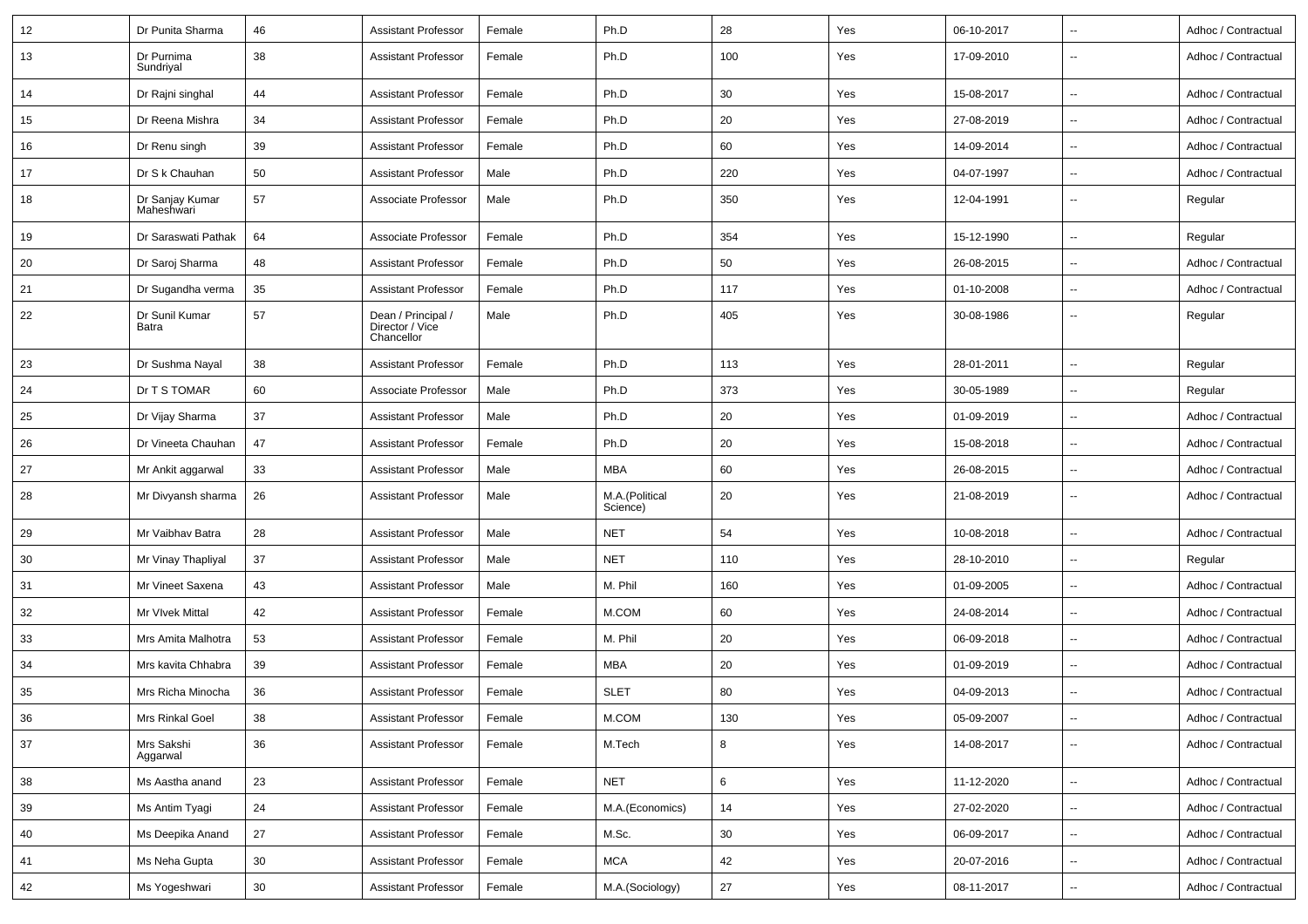| 12 | Dr Punita Sharma | 46 | Assistant Professor | Female | Ph.D | 28 | Yes | 06-10-2017 | -- | Adhoc / Contractual |
|---|---|---|---|---|---|---|---|---|---|---|
| 13 | Dr Purnima Sundriyal | 38 | Assistant Professor | Female | Ph.D | 100 | Yes | 17-09-2010 | -- | Adhoc / Contractual |
| 14 | Dr Rajni singhal | 44 | Assistant Professor | Female | Ph.D | 30 | Yes | 15-08-2017 | -- | Adhoc / Contractual |
| 15 | Dr Reena Mishra | 34 | Assistant Professor | Female | Ph.D | 20 | Yes | 27-08-2019 | -- | Adhoc / Contractual |
| 16 | Dr Renu singh | 39 | Assistant Professor | Female | Ph.D | 60 | Yes | 14-09-2014 | -- | Adhoc / Contractual |
| 17 | Dr S k Chauhan | 50 | Assistant Professor | Male | Ph.D | 220 | Yes | 04-07-1997 | -- | Adhoc / Contractual |
| 18 | Dr Sanjay Kumar Maheshwari | 57 | Associate Professor | Male | Ph.D | 350 | Yes | 12-04-1991 | -- | Regular |
| 19 | Dr Saraswati Pathak | 64 | Associate Professor | Female | Ph.D | 354 | Yes | 15-12-1990 | -- | Regular |
| 20 | Dr Saroj Sharma | 48 | Assistant Professor | Female | Ph.D | 50 | Yes | 26-08-2015 | -- | Adhoc / Contractual |
| 21 | Dr Sugandha verma | 35 | Assistant Professor | Female | Ph.D | 117 | Yes | 01-10-2008 | -- | Adhoc / Contractual |
| 22 | Dr Sunil Kumar Batra | 57 | Dean / Principal / Director / Vice Chancellor | Male | Ph.D | 405 | Yes | 30-08-1986 | -- | Regular |
| 23 | Dr Sushma Nayal | 38 | Assistant Professor | Female | Ph.D | 113 | Yes | 28-01-2011 | -- | Regular |
| 24 | Dr T S TOMAR | 60 | Associate Professor | Male | Ph.D | 373 | Yes | 30-05-1989 | -- | Regular |
| 25 | Dr Vijay Sharma | 37 | Assistant Professor | Male | Ph.D | 20 | Yes | 01-09-2019 | -- | Adhoc / Contractual |
| 26 | Dr Vineeta Chauhan | 47 | Assistant Professor | Female | Ph.D | 20 | Yes | 15-08-2018 | -- | Adhoc / Contractual |
| 27 | Mr Ankit aggarwal | 33 | Assistant Professor | Male | MBA | 60 | Yes | 26-08-2015 | -- | Adhoc / Contractual |
| 28 | Mr Divyansh sharma | 26 | Assistant Professor | Male | M.A.(Political Science) | 20 | Yes | 21-08-2019 | -- | Adhoc / Contractual |
| 29 | Mr Vaibhav Batra | 28 | Assistant Professor | Male | NET | 54 | Yes | 10-08-2018 | -- | Adhoc / Contractual |
| 30 | Mr Vinay Thapliyal | 37 | Assistant Professor | Male | NET | 110 | Yes | 28-10-2010 | -- | Regular |
| 31 | Mr Vineet Saxena | 43 | Assistant Professor | Male | M. Phil | 160 | Yes | 01-09-2005 | -- | Adhoc / Contractual |
| 32 | Mr VIvek Mittal | 42 | Assistant Professor | Female | M.COM | 60 | Yes | 24-08-2014 | -- | Adhoc / Contractual |
| 33 | Mrs Amita Malhotra | 53 | Assistant Professor | Female | M. Phil | 20 | Yes | 06-09-2018 | -- | Adhoc / Contractual |
| 34 | Mrs kavita Chhabra | 39 | Assistant Professor | Female | MBA | 20 | Yes | 01-09-2019 | -- | Adhoc / Contractual |
| 35 | Mrs Richa Minocha | 36 | Assistant Professor | Female | SLET | 80 | Yes | 04-09-2013 | -- | Adhoc / Contractual |
| 36 | Mrs Rinkal Goel | 38 | Assistant Professor | Female | M.COM | 130 | Yes | 05-09-2007 | -- | Adhoc / Contractual |
| 37 | Mrs Sakshi Aggarwal | 36 | Assistant Professor | Female | M.Tech | 8 | Yes | 14-08-2017 | -- | Adhoc / Contractual |
| 38 | Ms Aastha anand | 23 | Assistant Professor | Female | NET | 6 | Yes | 11-12-2020 | -- | Adhoc / Contractual |
| 39 | Ms Antim Tyagi | 24 | Assistant Professor | Female | M.A.(Economics) | 14 | Yes | 27-02-2020 | -- | Adhoc / Contractual |
| 40 | Ms Deepika Anand | 27 | Assistant Professor | Female | M.Sc. | 30 | Yes | 06-09-2017 | -- | Adhoc / Contractual |
| 41 | Ms Neha Gupta | 30 | Assistant Professor | Female | MCA | 42 | Yes | 20-07-2016 | -- | Adhoc / Contractual |
| 42 | Ms Yogeshwari | 30 | Assistant Professor | Female | M.A.(Sociology) | 27 | Yes | 08-11-2017 | -- | Adhoc / Contractual |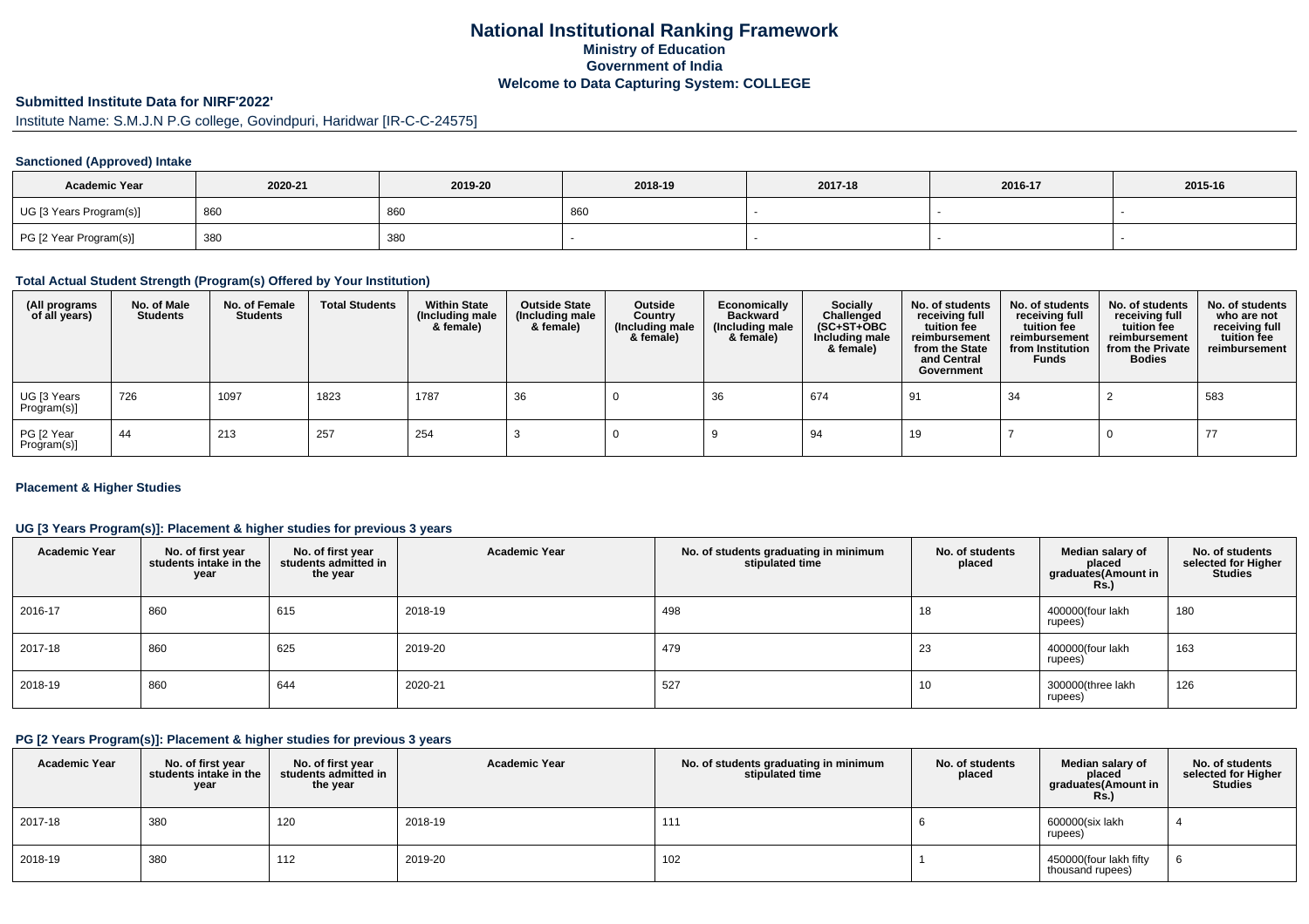# National Institutional Ranking Framework

**Ministry of Education**
**Government of India**
**Welcome to Data Capturing System: COLLEGE**

## Submitted Institute Data for NIRF'2022'

Institute Name: S.M.J.N P.G college, Govindpuri, Haridwar [IR-C-C-24575]

### Sanctioned (Approved) Intake

| Academic Year | 2020-21 | 2019-20 | 2018-19 | 2017-18 | 2016-17 | 2015-16 |
|---|---|---|---|---|---|---|
| UG [3 Years Program(s)] | 860 | 860 | 860 | - | - | - |
| PG [2 Year Program(s)] | 380 | 380 | - | - | - | - |

### Total Actual Student Strength (Program(s) Offered by Your Institution)

| (All programs of all years) | No. of Male Students | No. of Female Students | Total Students | Within State (Including male & female) | Outside State (Including male & female) | Outside Country (Including male & female) | Economically Backward (Including male & female) | Socially Challenged (SC+ST+OBC Including male & female) | No. of students receiving full tuition fee reimbursement from the State and Central Government | No. of students receiving full tuition fee reimbursement from Institution Funds | No. of students receiving full tuition fee reimbursement from the Private Bodies | No. of students who are not receiving full tuition fee reimbursement |
|---|---|---|---|---|---|---|---|---|---|---|---|---|
| UG [3 Years Program(s)] | 726 | 1097 | 1823 | 1787 | 36 | 0 | 36 | 674 | 91 | 34 | 2 | 583 |
| PG [2 Year Program(s)] | 44 | 213 | 257 | 254 | 3 | 0 | 9 | 94 | 19 | 7 | 0 | 77 |

### Placement & Higher Studies

### UG [3 Years Program(s)]: Placement & higher studies for previous 3 years

| Academic Year | No. of first year students intake in the year | No. of first year students admitted in the year | Academic Year | No. of students graduating in minimum stipulated time | No. of students placed | Median salary of placed graduates(Amount in Rs.) | No. of students selected for Higher Studies |
|---|---|---|---|---|---|---|---|
| 2016-17 | 860 | 615 | 2018-19 | 498 | 18 | 400000(four lakh rupees) | 180 |
| 2017-18 | 860 | 625 | 2019-20 | 479 | 23 | 400000(four lakh rupees) | 163 |
| 2018-19 | 860 | 644 | 2020-21 | 527 | 10 | 300000(three lakh rupees) | 126 |

### PG [2 Years Program(s)]: Placement & higher studies for previous 3 years

| Academic Year | No. of first year students intake in the year | No. of first year students admitted in the year | Academic Year | No. of students graduating in minimum stipulated time | No. of students placed | Median salary of placed graduates(Amount in Rs.) | No. of students selected for Higher Studies |
|---|---|---|---|---|---|---|---|
| 2017-18 | 380 | 120 | 2018-19 | 111 | 6 | 600000(six lakh rupees) | 4 |
| 2018-19 | 380 | 112 | 2019-20 | 102 | 1 | 450000(four lakh fifty thousand rupees) | 6 |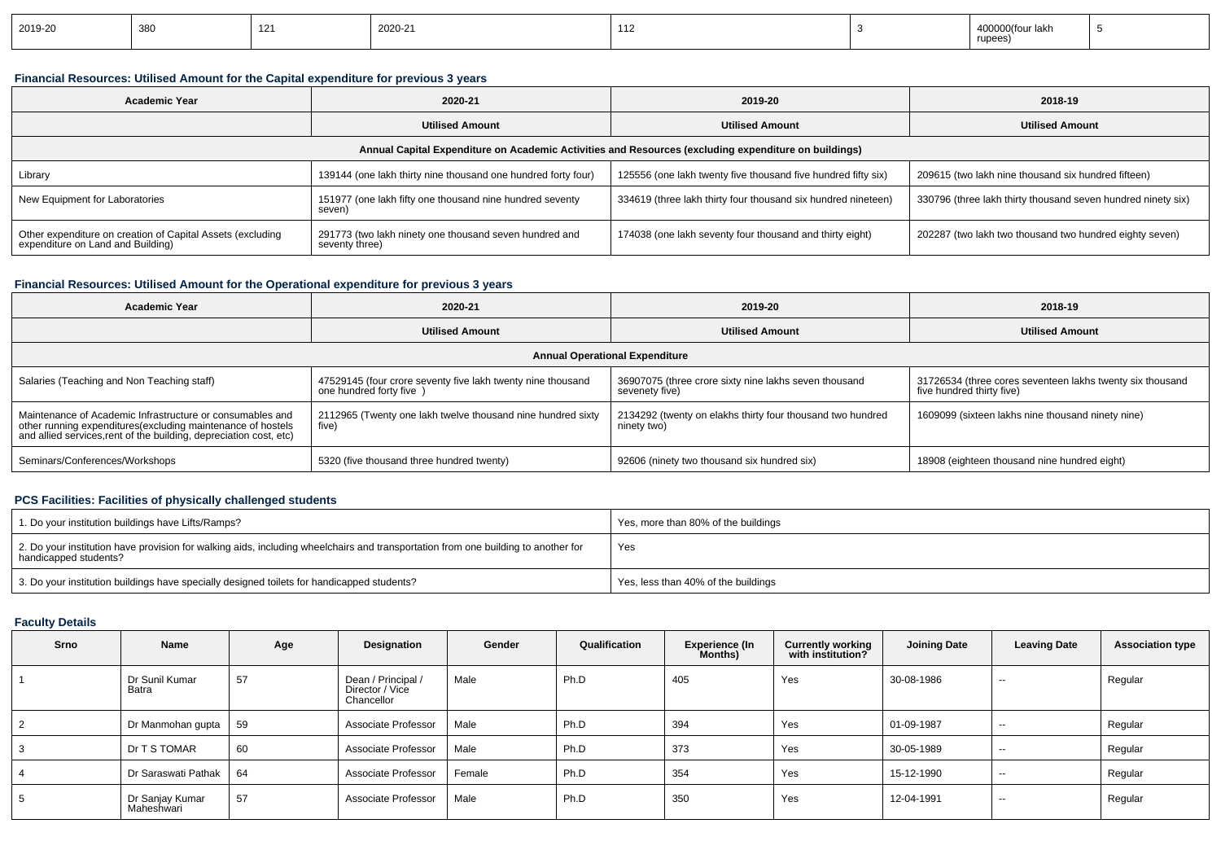| 2019-20 | 380 | 121 | 2020-21 | 112 | 3 | 400000(four lakh rupees) | 5 |
|---|---|---|---|---|---|---|---|

### Financial Resources: Utilised Amount for the Capital expenditure for previous 3 years

| Academic Year | 2020-21 | 2019-20 | 2018-19 |
|---|---|---|---|
| | Utilised Amount | Utilised Amount | Utilised Amount |
| Annual Capital Expenditure on Academic Activities and Resources (excluding expenditure on buildings) | | | |
| Library | 139144 (one lakh thirty nine thousand one hundred forty four) | 125556 (one lakh twenty five thousand five hundred fifty six) | 209615 (two lakh nine thousand six hundred fifteen) |
| New Equipment for Laboratories | 151977 (one lakh fifty one thousand nine hundred seventy seven) | 334619 (three lakh thirty four thousand six hundred nineteen) | 330796 (three lakh thirty thousand seven hundred ninety six) |
| Other expenditure on creation of Capital Assets (excluding expenditure on Land and Building) | 291773 (two lakh ninety one thousand seven hundred and seventy three) | 174038 (one lakh seventy four thousand and thirty eight) | 202287 (two lakh two thousand two hundred eighty seven) |

### Financial Resources: Utilised Amount for the Operational expenditure for previous 3 years

| Academic Year | 2020-21 | 2019-20 | 2018-19 |
|---|---|---|---|
| | Utilised Amount | Utilised Amount | Utilised Amount |
| Annual Operational Expenditure | | | |
| Salaries (Teaching and Non Teaching staff) | 47529145 (four crore seventy five lakh twenty nine thousand one hundred forty five ) | 36907075 (three crore sixty nine lakhs seven thousand sevenety five) | 31726534 (three cores seventeen lakhs twenty six thousand five hundred thirty five) |
| Maintenance of Academic Infrastructure or consumables and other running expenditures(excluding maintenance of hostels and allied services,rent of the building, depreciation cost, etc) | 2112965 (Twenty one lakh twelve thousand nine hundred sixty five) | 2134292 (twenty on elakhs thirty four thousand two hundred ninety two) | 1609099 (sixteen lakhs nine thousand ninety nine) |
| Seminars/Conferences/Workshops | 5320 (five thousand three hundred twenty) | 92606 (ninety two thousand six hundred six) | 18908 (eighteen thousand nine hundred eight) |

### PCS Facilities: Facilities of physically challenged students

| | |
|---|---|
| 1. Do your institution buildings have Lifts/Ramps? | Yes, more than 80% of the buildings |
| 2. Do your institution have provision for walking aids, including wheelchairs and transportation from one building to another for handicapped students? | Yes |
| 3. Do your institution buildings have specially designed toilets for handicapped students? | Yes, less than 40% of the buildings |

### Faculty Details

| Srno | Name | Age | Designation | Gender | Qualification | Experience (In Months) | Currently working with institution? | Joining Date | Leaving Date | Association type |
|---|---|---|---|---|---|---|---|---|---|---|
| 1 | Dr Sunil Kumar Batra | 57 | Dean / Principal / Director / Vice Chancellor | Male | Ph.D | 405 | Yes | 30-08-1986 | -- | Regular |
| 2 | Dr Manmohan gupta | 59 | Associate Professor | Male | Ph.D | 394 | Yes | 01-09-1987 | -- | Regular |
| 3 | Dr T S TOMAR | 60 | Associate Professor | Male | Ph.D | 373 | Yes | 30-05-1989 | -- | Regular |
| 4 | Dr Saraswati Pathak | 64 | Associate Professor | Female | Ph.D | 354 | Yes | 15-12-1990 | -- | Regular |
| 5 | Dr Sanjay Kumar Maheshwari | 57 | Associate Professor | Male | Ph.D | 350 | Yes | 12-04-1991 | -- | Regular |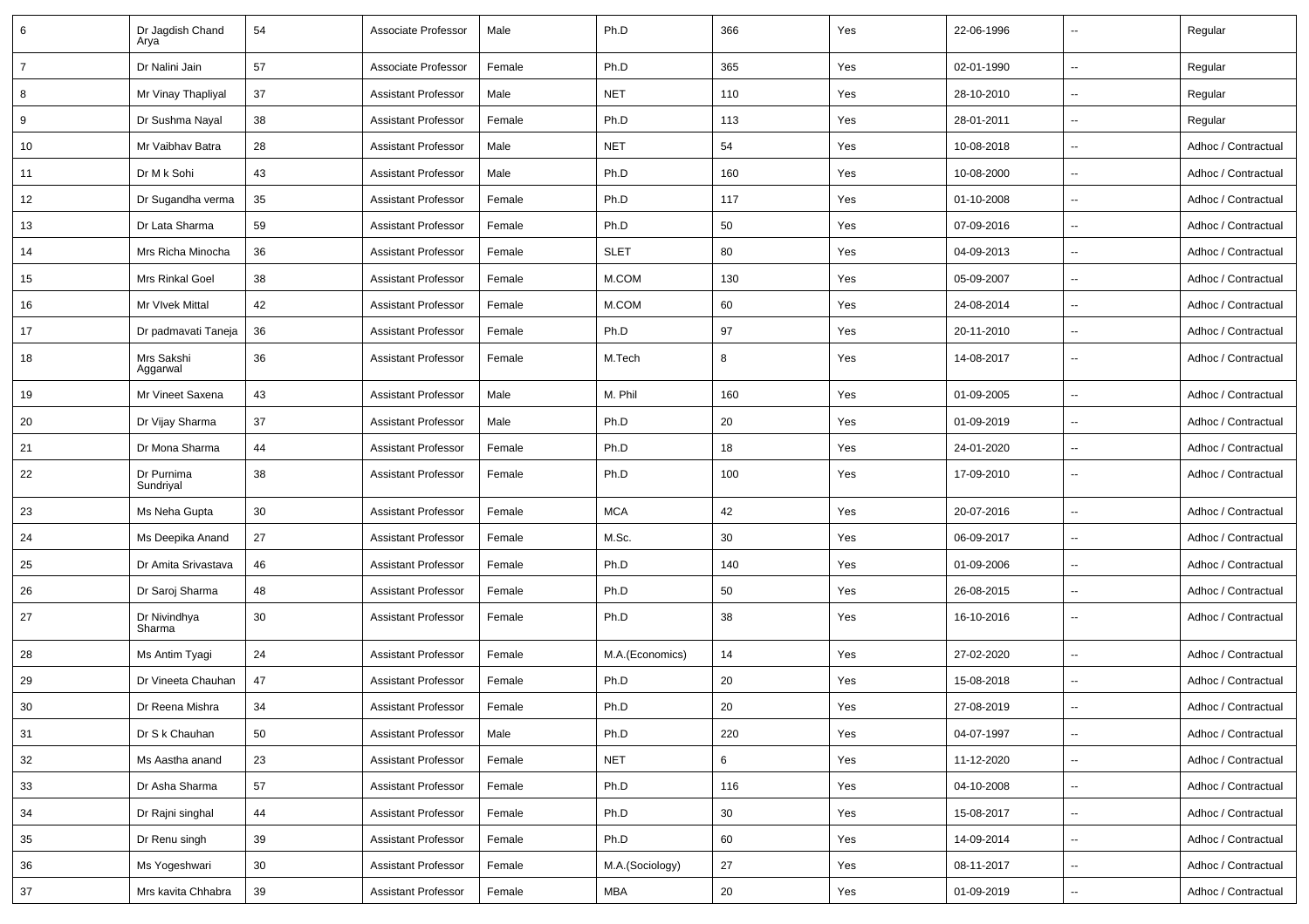| 6 | Dr Jagdish Chand Arya | 54 | Associate Professor | Male | Ph.D | 366 | Yes | 22-06-1996 | -- | Regular |
|---|---|---|---|---|---|---|---|---|---|---|
| 7 | Dr Nalini Jain | 57 | Associate Professor | Female | Ph.D | 365 | Yes | 02-01-1990 | -- | Regular |
| 8 | Mr Vinay Thapliyal | 37 | Assistant Professor | Male | NET | 110 | Yes | 28-10-2010 | -- | Regular |
| 9 | Dr Sushma Nayal | 38 | Assistant Professor | Female | Ph.D | 113 | Yes | 28-01-2011 | -- | Regular |
| 10 | Mr Vaibhav Batra | 28 | Assistant Professor | Male | NET | 54 | Yes | 10-08-2018 | -- | Adhoc / Contractual |
| 11 | Dr M k Sohi | 43 | Assistant Professor | Male | Ph.D | 160 | Yes | 10-08-2000 | -- | Adhoc / Contractual |
| 12 | Dr Sugandha verma | 35 | Assistant Professor | Female | Ph.D | 117 | Yes | 01-10-2008 | -- | Adhoc / Contractual |
| 13 | Dr Lata Sharma | 59 | Assistant Professor | Female | Ph.D | 50 | Yes | 07-09-2016 | -- | Adhoc / Contractual |
| 14 | Mrs Richa Minocha | 36 | Assistant Professor | Female | SLET | 80 | Yes | 04-09-2013 | -- | Adhoc / Contractual |
| 15 | Mrs Rinkal Goel | 38 | Assistant Professor | Female | M.COM | 130 | Yes | 05-09-2007 | -- | Adhoc / Contractual |
| 16 | Mr VIvek Mittal | 42 | Assistant Professor | Female | M.COM | 60 | Yes | 24-08-2014 | -- | Adhoc / Contractual |
| 17 | Dr padmavati Taneja | 36 | Assistant Professor | Female | Ph.D | 97 | Yes | 20-11-2010 | -- | Adhoc / Contractual |
| 18 | Mrs Sakshi Aggarwal | 36 | Assistant Professor | Female | M.Tech | 8 | Yes | 14-08-2017 | -- | Adhoc / Contractual |
| 19 | Mr Vineet Saxena | 43 | Assistant Professor | Male | M. Phil | 160 | Yes | 01-09-2005 | -- | Adhoc / Contractual |
| 20 | Dr Vijay Sharma | 37 | Assistant Professor | Male | Ph.D | 20 | Yes | 01-09-2019 | -- | Adhoc / Contractual |
| 21 | Dr Mona Sharma | 44 | Assistant Professor | Female | Ph.D | 18 | Yes | 24-01-2020 | -- | Adhoc / Contractual |
| 22 | Dr Purnima Sundriyal | 38 | Assistant Professor | Female | Ph.D | 100 | Yes | 17-09-2010 | -- | Adhoc / Contractual |
| 23 | Ms Neha Gupta | 30 | Assistant Professor | Female | MCA | 42 | Yes | 20-07-2016 | -- | Adhoc / Contractual |
| 24 | Ms Deepika Anand | 27 | Assistant Professor | Female | M.Sc. | 30 | Yes | 06-09-2017 | -- | Adhoc / Contractual |
| 25 | Dr Amita Srivastava | 46 | Assistant Professor | Female | Ph.D | 140 | Yes | 01-09-2006 | -- | Adhoc / Contractual |
| 26 | Dr Saroj Sharma | 48 | Assistant Professor | Female | Ph.D | 50 | Yes | 26-08-2015 | -- | Adhoc / Contractual |
| 27 | Dr Nivindhya Sharma | 30 | Assistant Professor | Female | Ph.D | 38 | Yes | 16-10-2016 | -- | Adhoc / Contractual |
| 28 | Ms Antim Tyagi | 24 | Assistant Professor | Female | M.A.(Economics) | 14 | Yes | 27-02-2020 | -- | Adhoc / Contractual |
| 29 | Dr Vineeta Chauhan | 47 | Assistant Professor | Female | Ph.D | 20 | Yes | 15-08-2018 | -- | Adhoc / Contractual |
| 30 | Dr Reena Mishra | 34 | Assistant Professor | Female | Ph.D | 20 | Yes | 27-08-2019 | -- | Adhoc / Contractual |
| 31 | Dr S k Chauhan | 50 | Assistant Professor | Male | Ph.D | 220 | Yes | 04-07-1997 | -- | Adhoc / Contractual |
| 32 | Ms Aastha anand | 23 | Assistant Professor | Female | NET | 6 | Yes | 11-12-2020 | -- | Adhoc / Contractual |
| 33 | Dr Asha Sharma | 57 | Assistant Professor | Female | Ph.D | 116 | Yes | 04-10-2008 | -- | Adhoc / Contractual |
| 34 | Dr Rajni singhal | 44 | Assistant Professor | Female | Ph.D | 30 | Yes | 15-08-2017 | -- | Adhoc / Contractual |
| 35 | Dr Renu singh | 39 | Assistant Professor | Female | Ph.D | 60 | Yes | 14-09-2014 | -- | Adhoc / Contractual |
| 36 | Ms Yogeshwari | 30 | Assistant Professor | Female | M.A.(Sociology) | 27 | Yes | 08-11-2017 | -- | Adhoc / Contractual |
| 37 | Mrs kavita Chhabra | 39 | Assistant Professor | Female | MBA | 20 | Yes | 01-09-2019 | -- | Adhoc / Contractual |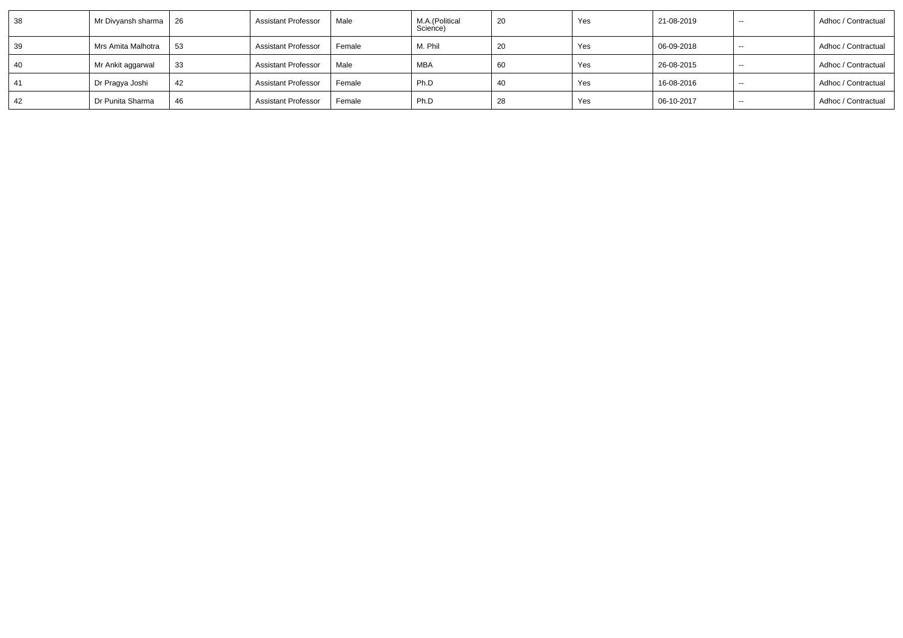| | | | | | | | | | | |
|---|---|---|---|---|---|---|---|---|---|---|
| 38 | Mr Divyansh sharma | 26 | Assistant Professor | Male | M.A.(Political Science) | 20 | Yes | 21-08-2019 | -- | Adhoc / Contractual |
| 39 | Mrs Amita Malhotra | 53 | Assistant Professor | Female | M. Phil | 20 | Yes | 06-09-2018 | -- | Adhoc / Contractual |
| 40 | Mr Ankit aggarwal | 33 | Assistant Professor | Male | MBA | 60 | Yes | 26-08-2015 | -- | Adhoc / Contractual |
| 41 | Dr Pragya Joshi | 42 | Assistant Professor | Female | Ph.D | 40 | Yes | 16-08-2016 | -- | Adhoc / Contractual |
| 42 | Dr Punita Sharma | 46 | Assistant Professor | Female | Ph.D | 28 | Yes | 06-10-2017 | -- | Adhoc / Contractual |